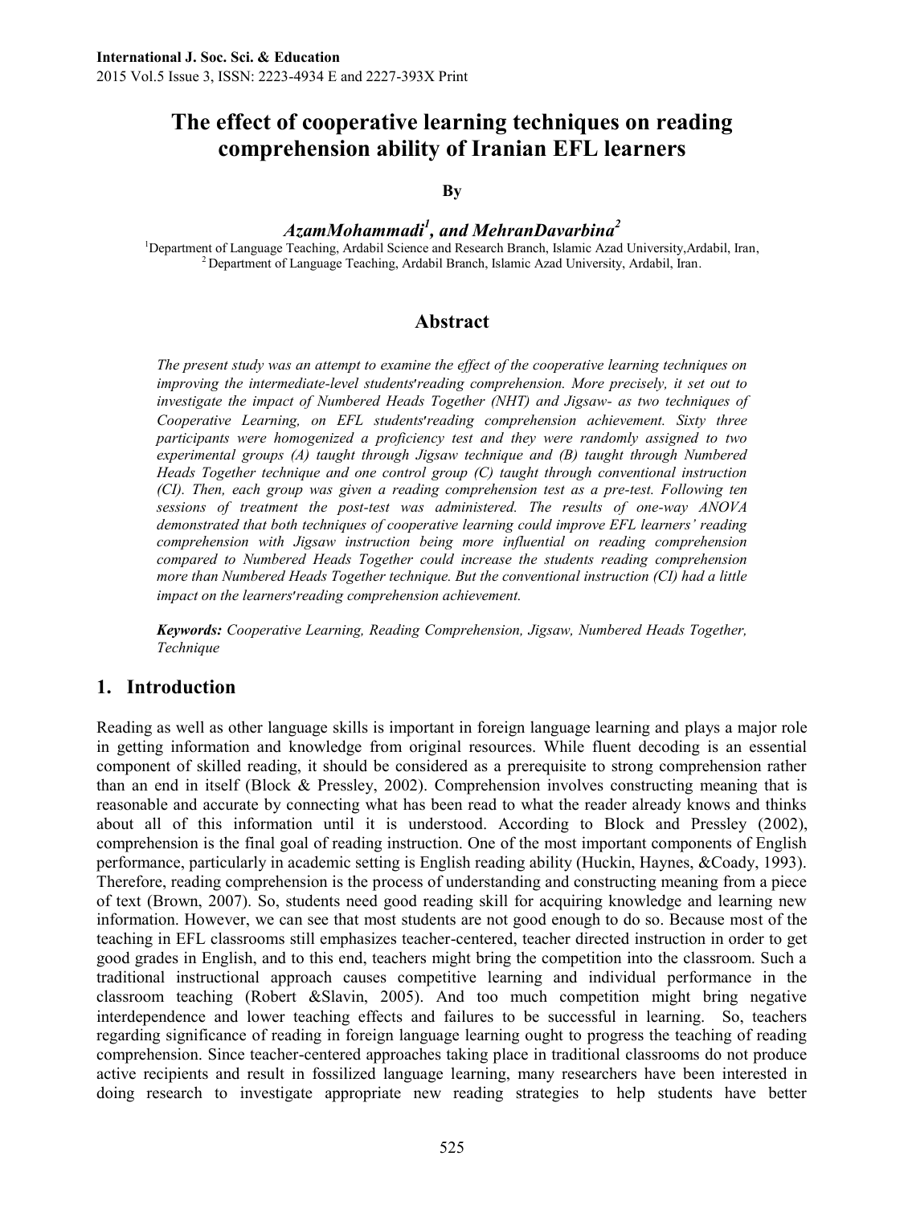# The effect of cooperative learning techniques on reading comprehension ability of Iranian EFL learners

**By**

***AzamMohammadi[1], and MehranDavarbina[2]***

[1]Department of Language Teaching, Ardabil Science and Research Branch, Islamic Azad University,Ardabil, Iran,
[2] Department of Language Teaching, Ardabil Branch, Islamic Azad University, Ardabil, Iran.

## Abstract

*The present study was an attempt to examine the effect of the cooperative learning techniques on improving the intermediate-level students'reading comprehension. More precisely, it set out to investigate the impact of Numbered Heads Together (NHT) and Jigsaw- as two techniques of Cooperative Learning, on EFL students'reading comprehension achievement. Sixty three participants were homogenized a proficiency test and they were randomly assigned to two experimental groups (A) taught through Jigsaw technique and (B) taught through Numbered Heads Together technique and one control group (C) taught through conventional instruction (CI). Then, each group was given a reading comprehension test as a pre-test. Following ten sessions of treatment the post-test was administered. The results of one-way ANOVA demonstrated that both techniques of cooperative learning could improve EFL learners' reading comprehension with Jigsaw instruction being more influential on reading comprehension compared to Numbered Heads Together could increase the students reading comprehension more than Numbered Heads Together technique. But the conventional instruction (CI) had a little impact on the learners'reading comprehension achievement.*

***Keywords:*** *Cooperative Learning, Reading Comprehension, Jigsaw, Numbered Heads Together, Technique*

## 1. Introduction

Reading as well as other language skills is important in foreign language learning and plays a major role in getting information and knowledge from original resources. While fluent decoding is an essential component of skilled reading, it should be considered as a prerequisite to strong comprehension rather than an end in itself (Block & Pressley, 2002). Comprehension involves constructing meaning that is reasonable and accurate by connecting what has been read to what the reader already knows and thinks about all of this information until it is understood. According to Block and Pressley (2002), comprehension is the final goal of reading instruction. One of the most important components of English performance, particularly in academic setting is English reading ability (Huckin, Haynes, &Coady, 1993). Therefore, reading comprehension is the process of understanding and constructing meaning from a piece of text (Brown, 2007). So, students need good reading skill for acquiring knowledge and learning new information. However, we can see that most students are not good enough to do so. Because most of the teaching in EFL classrooms still emphasizes teacher-centered, teacher directed instruction in order to get good grades in English, and to this end, teachers might bring the competition into the classroom. Such a traditional instructional approach causes competitive learning and individual performance in the classroom teaching (Robert &Slavin, 2005). And too much competition might bring negative interdependence and lower teaching effects and failures to be successful in learning. So, teachers regarding significance of reading in foreign language learning ought to progress the teaching of reading comprehension. Since teacher-centered approaches taking place in traditional classrooms do not produce active recipients and result in fossilized language learning, many researchers have been interested in doing research to investigate appropriate new reading strategies to help students have better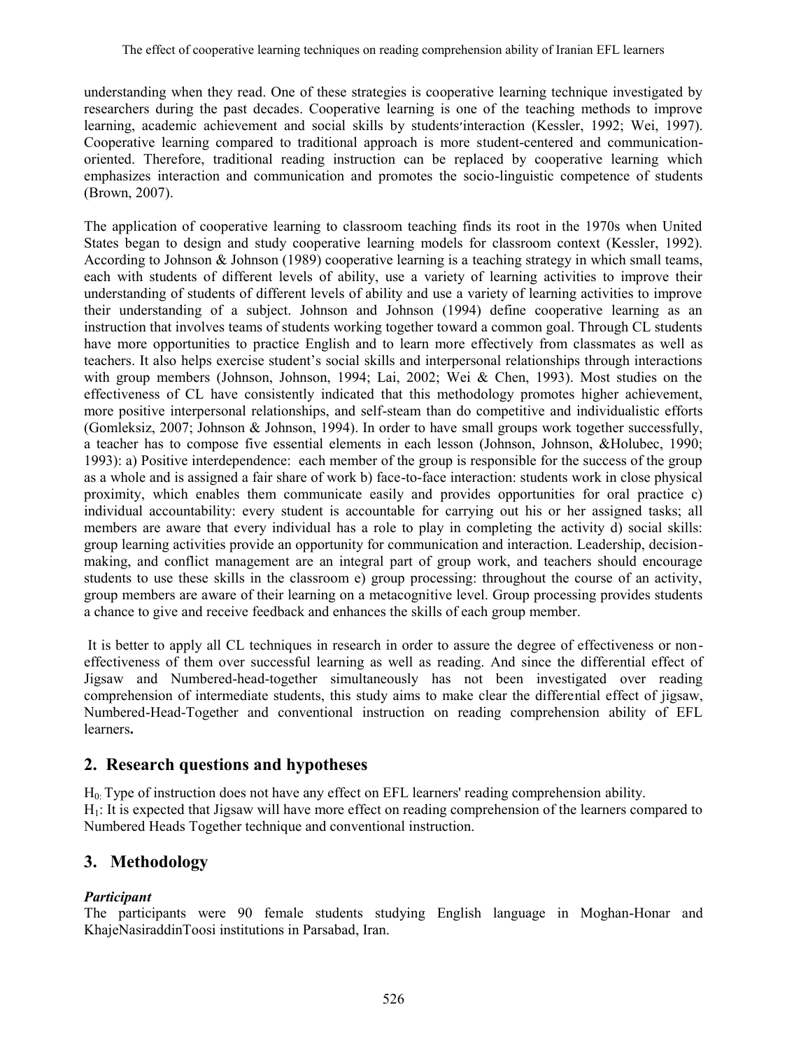understanding when they read. One of these strategies is cooperative learning technique investigated by researchers during the past decades. Cooperative learning is one of the teaching methods to improve learning, academic achievement and social skills by students′interaction (Kessler, 1992; Wei, 1997). Cooperative learning compared to traditional approach is more student-centered and communication-oriented. Therefore, traditional reading instruction can be replaced by cooperative learning which emphasizes interaction and communication and promotes the socio-linguistic competence of students (Brown, 2007).

The application of cooperative learning to classroom teaching finds its root in the 1970s when United States began to design and study cooperative learning models for classroom context (Kessler, 1992). According to Johnson & Johnson (1989) cooperative learning is a teaching strategy in which small teams, each with students of different levels of ability, use a variety of learning activities to improve their understanding of students of different levels of ability and use a variety of learning activities to improve their understanding of a subject. Johnson and Johnson (1994) define cooperative learning as an instruction that involves teams of students working together toward a common goal. Through CL students have more opportunities to practice English and to learn more effectively from classmates as well as teachers. It also helps exercise student's social skills and interpersonal relationships through interactions with group members (Johnson, Johnson, 1994; Lai, 2002; Wei & Chen, 1993). Most studies on the effectiveness of CL have consistently indicated that this methodology promotes higher achievement, more positive interpersonal relationships, and self-steam than do competitive and individualistic efforts (Gomleksiz, 2007; Johnson & Johnson, 1994). In order to have small groups work together successfully, a teacher has to compose five essential elements in each lesson (Johnson, Johnson, &Holubec, 1990; 1993): a) Positive interdependence: each member of the group is responsible for the success of the group as a whole and is assigned a fair share of work b) face-to-face interaction: students work in close physical proximity, which enables them communicate easily and provides opportunities for oral practice c) individual accountability: every student is accountable for carrying out his or her assigned tasks; all members are aware that every individual has a role to play in completing the activity d) social skills: group learning activities provide an opportunity for communication and interaction. Leadership, decision-making, and conflict management are an integral part of group work, and teachers should encourage students to use these skills in the classroom e) group processing: throughout the course of an activity, group members are aware of their learning on a metacognitive level. Group processing provides students a chance to give and receive feedback and enhances the skills of each group member.

It is better to apply all CL techniques in research in order to assure the degree of effectiveness or non-effectiveness of them over successful learning as well as reading. And since the differential effect of Jigsaw and Numbered-head-together simultaneously has not been investigated over reading comprehension of intermediate students, this study aims to make clear the differential effect of jigsaw, Numbered-Head-Together and conventional instruction on reading comprehension ability of EFL learners**.**

## 2. Research questions and hypotheses

$H_0$: Type of instruction does not have any effect on EFL learners' reading comprehension ability.
$H_1$: It is expected that Jigsaw will have more effect on reading comprehension of the learners compared to Numbered Heads Together technique and conventional instruction.

## 3. Methodology

***Participant***

The participants were 90 female students studying English language in Moghan-Honar and KhajeNasiraddinToosi institutions in Parsabad, Iran.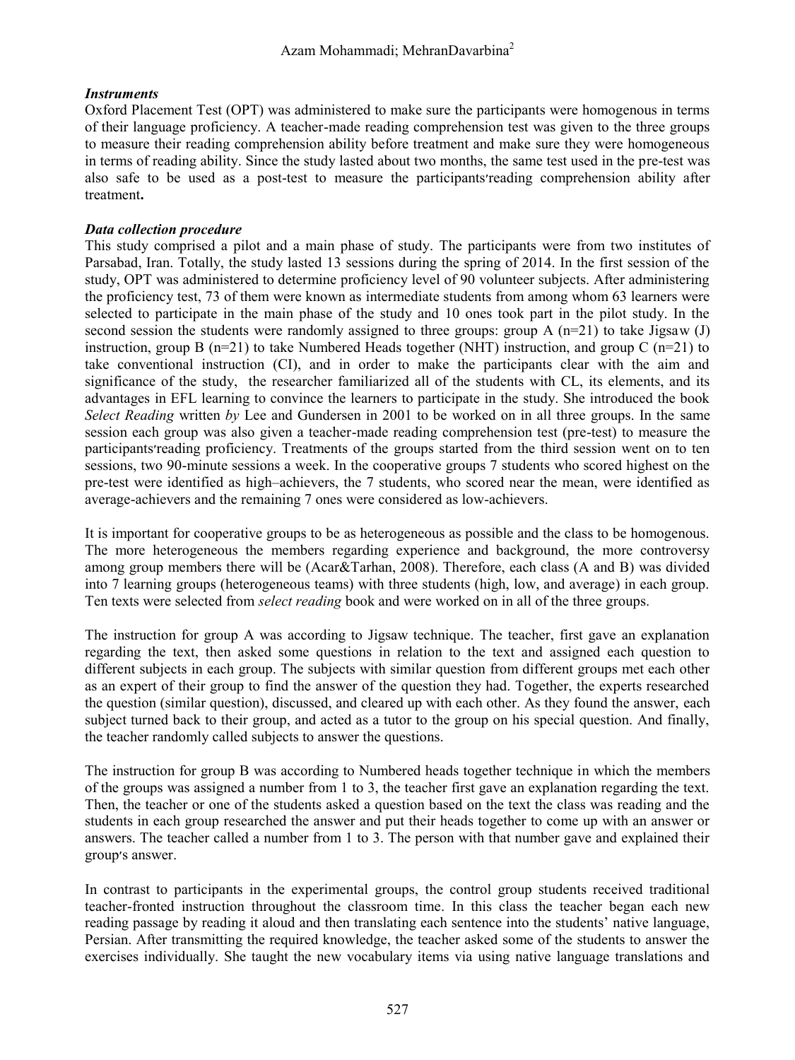### *Instruments*

Oxford Placement Test (OPT) was administered to make sure the participants were homogenous in terms of their language proficiency. A teacher-made reading comprehension test was given to the three groups to measure their reading comprehension ability before treatment and make sure they were homogeneous in terms of reading ability. Since the study lasted about two months, the same test used in the pre-test was also safe to be used as a post-test to measure the participants'reading comprehension ability after treatment**.**

### *Data collection procedure*

This study comprised a pilot and a main phase of study. The participants were from two institutes of Parsabad, Iran. Totally, the study lasted 13 sessions during the spring of 2014. In the first session of the study, OPT was administered to determine proficiency level of 90 volunteer subjects. After administering the proficiency test, 73 of them were known as intermediate students from among whom 63 learners were selected to participate in the main phase of the study and 10 ones took part in the pilot study. In the second session the students were randomly assigned to three groups: group A (n=21) to take Jigsaw (J) instruction, group B (n=21) to take Numbered Heads together (NHT) instruction, and group C (n=21) to take conventional instruction (CI), and in order to make the participants clear with the aim and significance of the study, the researcher familiarized all of the students with CL, its elements, and its advantages in EFL learning to convince the learners to participate in the study. She introduced the book *Select Reading* written *by* Lee and Gundersen in 2001 to be worked on in all three groups. In the same session each group was also given a teacher-made reading comprehension test (pre-test) to measure the participants'reading proficiency. Treatments of the groups started from the third session went on to ten sessions, two 90-minute sessions a week. In the cooperative groups 7 students who scored highest on the pre-test were identified as high–achievers, the 7 students, who scored near the mean, were identified as average-achievers and the remaining 7 ones were considered as low-achievers.

It is important for cooperative groups to be as heterogeneous as possible and the class to be homogenous. The more heterogeneous the members regarding experience and background, the more controversy among group members there will be (Acar&Tarhan, 2008). Therefore, each class (A and B) was divided into 7 learning groups (heterogeneous teams) with three students (high, low, and average) in each group. Ten texts were selected from *select reading* book and were worked on in all of the three groups.

The instruction for group A was according to Jigsaw technique. The teacher, first gave an explanation regarding the text, then asked some questions in relation to the text and assigned each question to different subjects in each group. The subjects with similar question from different groups met each other as an expert of their group to find the answer of the question they had. Together, the experts researched the question (similar question), discussed, and cleared up with each other. As they found the answer, each subject turned back to their group, and acted as a tutor to the group on his special question. And finally, the teacher randomly called subjects to answer the questions.

The instruction for group B was according to Numbered heads together technique in which the members of the groups was assigned a number from 1 to 3, the teacher first gave an explanation regarding the text. Then, the teacher or one of the students asked a question based on the text the class was reading and the students in each group researched the answer and put their heads together to come up with an answer or answers. The teacher called a number from 1 to 3. The person with that number gave and explained their group's answer.

In contrast to participants in the experimental groups, the control group students received traditional teacher-fronted instruction throughout the classroom time. In this class the teacher began each new reading passage by reading it aloud and then translating each sentence into the students' native language, Persian. After transmitting the required knowledge, the teacher asked some of the students to answer the exercises individually. She taught the new vocabulary items via using native language translations and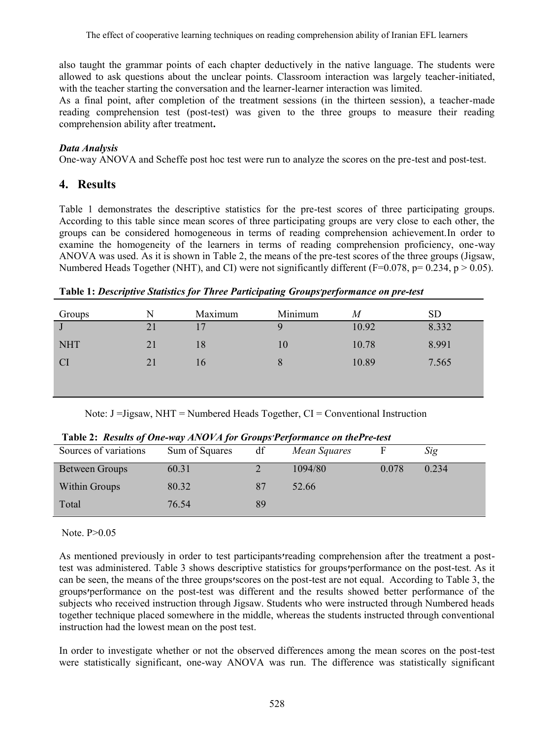also taught the grammar points of each chapter deductively in the native language. The students were allowed to ask questions about the unclear points. Classroom interaction was largely teacher-initiated, with the teacher starting the conversation and the learner-learner interaction was limited.

As a final point, after completion of the treatment sessions (in the thirteen session), a teacher-made reading comprehension test (post-test) was given to the three groups to measure their reading comprehension ability after treatment**.**

***Data Analysis***

One-way ANOVA and Scheffe post hoc test were run to analyze the scores on the pre-test and post-test.

## 4. Results

Table 1 demonstrates the descriptive statistics for the pre-test scores of three participating groups. According to this table since mean scores of three participating groups are very close to each other, the groups can be considered homogeneous in terms of reading comprehension achievement.In order to examine the homogeneity of the learners in terms of reading comprehension proficiency, one-way ANOVA was used. As it is shown in Table 2, the means of the pre-test scores of the three groups (Jigsaw, Numbered Heads Together (NHT), and CI) were not significantly different ($F=0.078$, $p= 0.234$, $p > 0.05$).

**Table 1:** ***Descriptive Statistics for Three Participating Groups′performance on pre-test***

| Groups | N | Maximum | Minimum | *M* | SD |
|---|---|---|---|---|---|
| J | 21 | 17 | 9 | 10.92 | 8.332 |
| NHT | 21 | 18 | 10 | 10.78 | 8.991 |
| CI | 21 | 16 | 8 | 10.89 | 7.565 |

Note: J =Jigsaw, NHT = Numbered Heads Together, CI = Conventional Instruction

**Table 2:** ***Results of One-way ANOVA for Groups′Performance on thePre-test***

| Sources of variations | Sum of Squares | df | *Mean Squares* | F | *Sig* |
|---|---|---|---|---|---|
| Between Groups | 60.31 | 2 | 1094/80 | 0.078 | 0.234 |
| Within Groups | 80.32 | 87 | 52.66 | | |
| Total | 76.54 | 89 | | | |

Note. P>0.05

As mentioned previously in order to test participants′reading comprehension after the treatment a post-test was administered. Table 3 shows descriptive statistics for groups′performance on the post-test. As it can be seen, the means of the three groups′scores on the post-test are not equal. According to Table 3, the groups′performance on the post-test was different and the results showed better performance of the subjects who received instruction through Jigsaw. Students who were instructed through Numbered heads together technique placed somewhere in the middle, whereas the students instructed through conventional instruction had the lowest mean on the post test.

In order to investigate whether or not the observed differences among the mean scores on the post-test were statistically significant, one-way ANOVA was run. The difference was statistically significant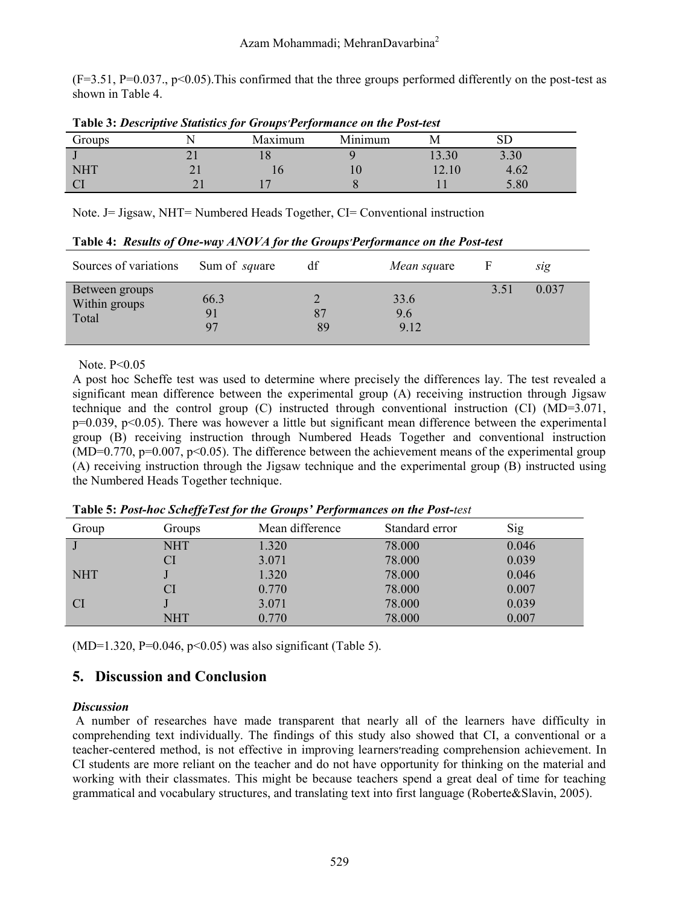(F=3.51, P=0.037., p<0.05).This confirmed that the three groups performed differently on the post-test as shown in Table 4.

**Table 3:** ***Descriptive Statistics for Groups'Performance on the Post-test***

| Groups | N | Maximum | Minimum | M | SD |
|---|---|---|---|---|---|
| J | 21 | 18 | 9 | 13.30 | 3.30 |
| NHT | 21 | 16 | 10 | 12.10 | 4.62 |
| CI | 21 | 17 | 8 | 11 | 5.80 |

Note. J= Jigsaw, NHT= Numbered Heads Together, CI= Conventional instruction

**Table 4:** ***Results of One-way ANOVA for the Groups'Performance on the Post-test***

| Sources of variations | Sum of *squ*are | df | *Mean squ*are | F | *sig* |
|---|---|---|---|---|---|
| Between groups | 66.3 | 2 | 33.6 | 3.51 | 0.037 |
| Within groups | 91 | 87 | 9.6 | | |
| Total | 97 | 89 | 9.12 | | |

Note. P<0.05

A post hoc Scheffe test was used to determine where precisely the differences lay. The test revealed a significant mean difference between the experimental group (A) receiving instruction through Jigsaw technique and the control group (C) instructed through conventional instruction (CI) (MD=3.071, p=0.039, p<0.05). There was however a little but significant mean difference between the experimental group (B) receiving instruction through Numbered Heads Together and conventional instruction (MD=0.770, p=0.007, p<0.05). The difference between the achievement means of the experimental group (A) receiving instruction through the Jigsaw technique and the experimental group (B) instructed using the Numbered Heads Together technique.

**Table 5:** ***Post-hoc ScheffeTest for the Groups' Performances on the Post-test***

| Group | Groups | Mean difference | Standard error | Sig |
|---|---|---|---|---|
| J | NHT | 1.320 | 78.000 | 0.046 |
| | CI | 3.071 | 78.000 | 0.039 |
| NHT | J | 1.320 | 78.000 | 0.046 |
| | CI | 0.770 | 78.000 | 0.007 |
| CI | J | 3.071 | 78.000 | 0.039 |
| | NHT | 0.770 | 78.000 | 0.007 |

(MD=1.320, P=0.046, p<0.05) was also significant (Table 5).

## 5. Discussion and Conclusion

### *Discussion*

A number of researches have made transparent that nearly all of the learners have difficulty in comprehending text individually. The findings of this study also showed that CI, a conventional or a teacher-centered method, is not effective in improving learners'reading comprehension achievement. In CI students are more reliant on the teacher and do not have opportunity for thinking on the material and working with their classmates. This might be because teachers spend a great deal of time for teaching grammatical and vocabulary structures, and translating text into first language (Roberte&Slavin, 2005).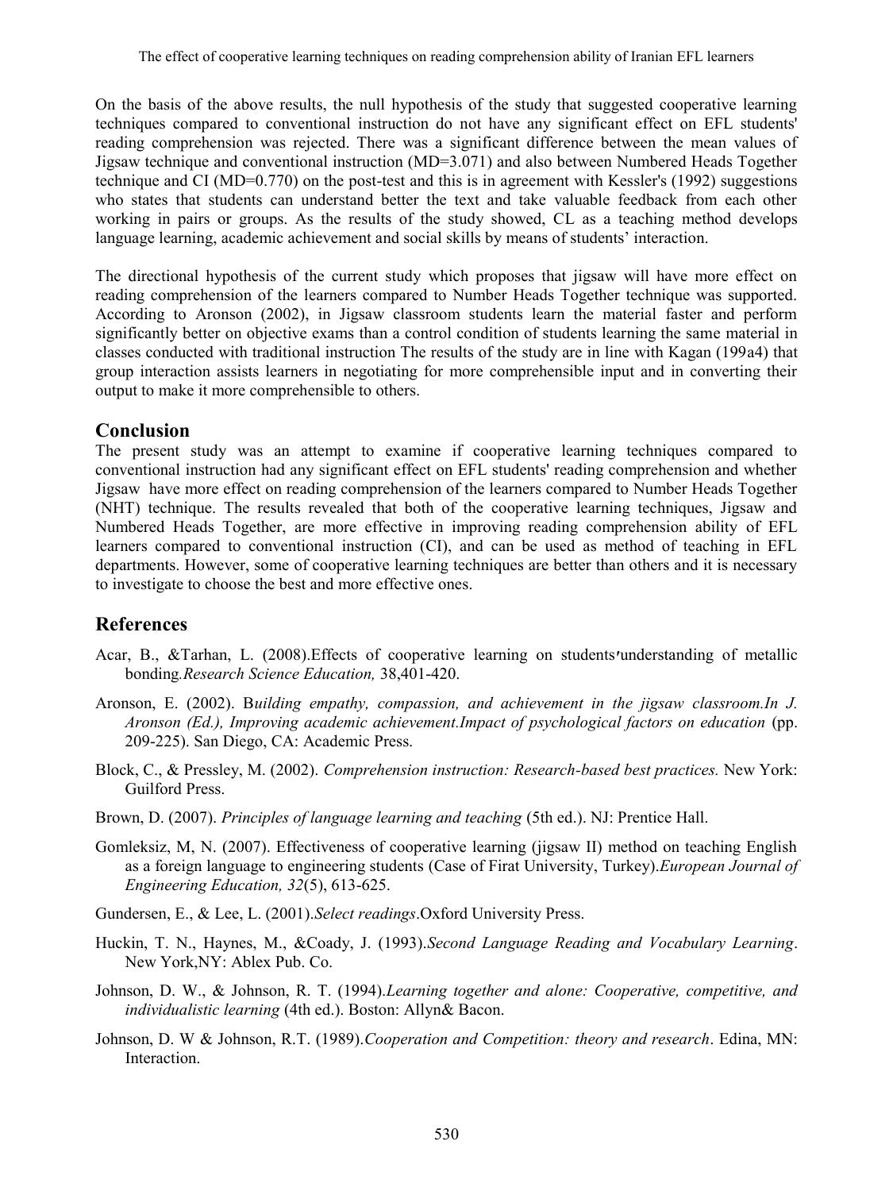On the basis of the above results, the null hypothesis of the study that suggested cooperative learning techniques compared to conventional instruction do not have any significant effect on EFL students' reading comprehension was rejected. There was a significant difference between the mean values of Jigsaw technique and conventional instruction (MD=3.071) and also between Numbered Heads Together technique and CI (MD=0.770) on the post-test and this is in agreement with Kessler's (1992) suggestions who states that students can understand better the text and take valuable feedback from each other working in pairs or groups. As the results of the study showed, CL as a teaching method develops language learning, academic achievement and social skills by means of students' interaction.

The directional hypothesis of the current study which proposes that jigsaw will have more effect on reading comprehension of the learners compared to Number Heads Together technique was supported. According to Aronson (2002), in Jigsaw classroom students learn the material faster and perform significantly better on objective exams than a control condition of students learning the same material in classes conducted with traditional instruction The results of the study are in line with Kagan (199a4) that group interaction assists learners in negotiating for more comprehensible input and in converting their output to make it more comprehensible to others.

## Conclusion

The present study was an attempt to examine if cooperative learning techniques compared to conventional instruction had any significant effect on EFL students' reading comprehension and whether Jigsaw have more effect on reading comprehension of the learners compared to Number Heads Together (NHT) technique. The results revealed that both of the cooperative learning techniques, Jigsaw and Numbered Heads Together, are more effective in improving reading comprehension ability of EFL learners compared to conventional instruction (CI), and can be used as method of teaching in EFL departments. However, some of cooperative learning techniques are better than others and it is necessary to investigate to choose the best and more effective ones.

## References

Acar, B., &Tarhan, L. (2008).Effects of cooperative learning on students′understanding of metallic bonding.*Research Science Education,* 38,401-420.

Aronson, E. (2002). B*uilding empathy, compassion, and achievement in the jigsaw classroom.In J. Aronson (Ed.), Improving academic achievement.Impact of psychological factors on education* (pp. 209-225). San Diego, CA: Academic Press.

Block, C., & Pressley, M. (2002). *Comprehension instruction: Research-based best practices.* New York: Guilford Press.

Brown, D. (2007). *Principles of language learning and teaching* (5th ed.). NJ: Prentice Hall.

Gomleksiz, M, N. (2007). Effectiveness of cooperative learning (jigsaw II) method on teaching English as a foreign language to engineering students (Case of Firat University, Turkey).*European Journal of Engineering Education, 32*(5), 613-625.

Gundersen, E., & Lee, L. (2001).*Select readings*.Oxford University Press.

Huckin, T. N., Haynes, M., &Coady, J. (1993).*Second Language Reading and Vocabulary Learning*. New York,NY: Ablex Pub. Co.

Johnson, D. W., & Johnson, R. T. (1994).*Learning together and alone: Cooperative, competitive, and individualistic learning* (4th ed.). Boston: Allyn& Bacon.

Johnson, D. W & Johnson, R.T. (1989).*Cooperation and Competition: theory and research*. Edina, MN: Interaction.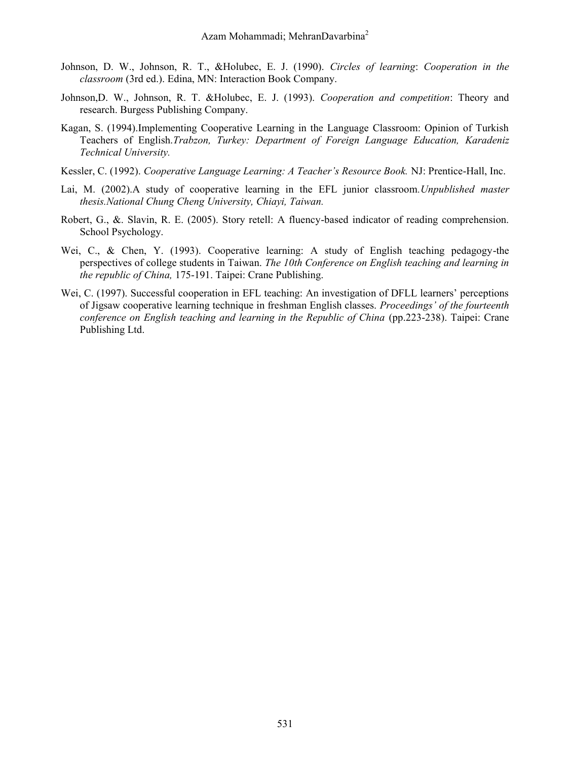Johnson, D. W., Johnson, R. T., &Holubec, E. J. (1990). *Circles of learning*: *Cooperation in the classroom* (3rd ed.). Edina, MN: Interaction Book Company.

Johnson,D. W., Johnson, R. T. &Holubec, E. J. (1993). *Cooperation and competition*: Theory and research. Burgess Publishing Company.

Kagan, S. (1994).Implementing Cooperative Learning in the Language Classroom: Opinion of Turkish Teachers of English.*Trabzon, Turkey: Department of Foreign Language Education, Karadeniz Technical University.*

Kessler, C. (1992). *Cooperative Language Learning: A Teacher's Resource Book.* NJ: Prentice-Hall, Inc.

Lai, M. (2002).A study of cooperative learning in the EFL junior classroom.*Unpublished master thesis.National Chung Cheng University, Chiayi, Taiwan.*

Robert, G., &. Slavin, R. E. (2005). Story retell: A fluency-based indicator of reading comprehension. School Psychology.

Wei, C., & Chen, Y. (1993). Cooperative learning: A study of English teaching pedagogy-the perspectives of college students in Taiwan. *The 10th Conference on English teaching and learning in the republic of China,* 175-191. Taipei: Crane Publishing.

Wei, C. (1997). Successful cooperation in EFL teaching: An investigation of DFLL learners' perceptions of Jigsaw cooperative learning technique in freshman English classes. *Proceedings' of the fourteenth conference on English teaching and learning in the Republic of China* (pp.223-238). Taipei: Crane Publishing Ltd.